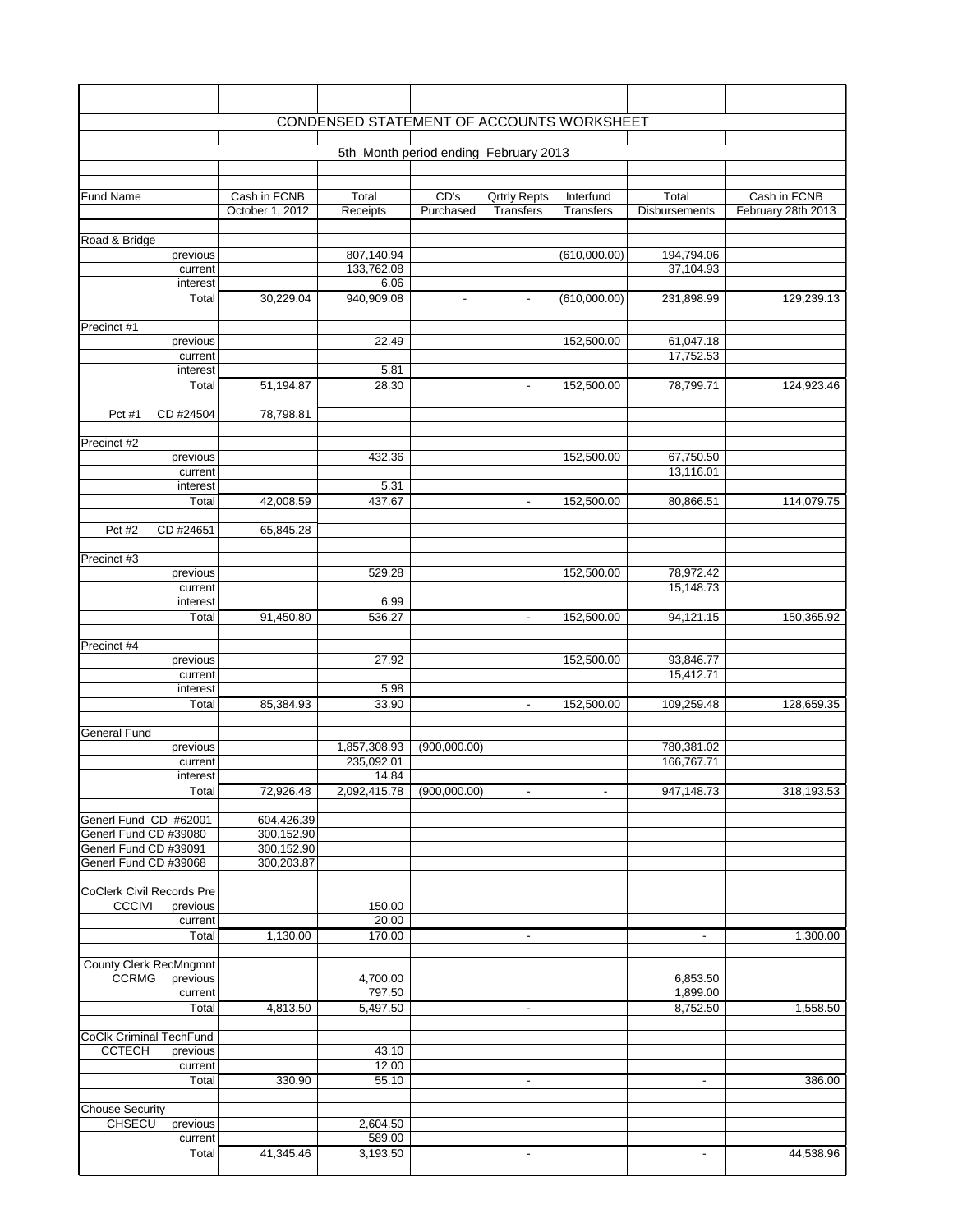# CONDENSED STATEMENT OF ACCOUNTS WORKSHEET

## 5th Month period ending February 2013

| Fund Name | | Cash in FCNB October 1, 2012 | Total Receipts | CD's Purchased | Qrtrly Repts Transfers | Interfund Transfers | Total Disbursements | Cash in FCNB February 28th 2013 |
|---|---|---|---|---|---|---|---|---|
| Road & Bridge | | | | | | | | |
| | previous | | 807,140.94 | | | (610,000.00) | 194,794.06 | |
| | current | | 133,762.08 | | | | 37,104.93 | |
| | interest | | 6.06 | | | | | |
| | Total | 30,229.04 | 940,909.08 | - | - | (610,000.00) | 231,898.99 | 129,239.13 |
| Precinct #1 | | | | | | | | |
| | previous | | 22.49 | | | 152,500.00 | 61,047.18 | |
| | current | | | | | | 17,752.53 | |
| | interest | | 5.81 | | | | | |
| | Total | 51,194.87 | 28.30 | | - | 152,500.00 | 78,799.71 | 124,923.46 |
| Pct #1 | CD #24504 | 78,798.81 | | | | | | |
| Precinct #2 | | | | | | | | |
| | previous | | 432.36 | | | 152,500.00 | 67,750.50 | |
| | current | | | | | | 13,116.01 | |
| | interest | | 5.31 | | | | | |
| | Total | 42,008.59 | 437.67 | | - | 152,500.00 | 80,866.51 | 114,079.75 |
| Pct #2 | CD #24651 | 65,845.28 | | | | | | |
| Precinct #3 | | | | | | | | |
| | previous | | 529.28 | | | 152,500.00 | 78,972.42 | |
| | current | | | | | | 15,148.73 | |
| | interest | | 6.99 | | | | | |
| | Total | 91,450.80 | 536.27 | | - | 152,500.00 | 94,121.15 | 150,365.92 |
| Precinct #4 | | | | | | | | |
| | previous | | 27.92 | | | 152,500.00 | 93,846.77 | |
| | current | | | | | | 15,412.71 | |
| | interest | | 5.98 | | | | | |
| | Total | 85,384.93 | 33.90 | | - | 152,500.00 | 109,259.48 | 128,659.35 |
| General Fund | | | | | | | | |
| | previous | | 1,857,308.93 | (900,000.00) | | | 780,381.02 | |
| | current | | 235,092.01 | | | | 166,767.71 | |
| | interest | | 14.84 | | | | | |
| | Total | 72,926.48 | 2,092,415.78 | (900,000.00) | - | - | 947,148.73 | 318,193.53 |
| Generl Fund CD #62001 | | 604,426.39 | | | | | | |
| Generl Fund CD #39080 | | 300,152.90 | | | | | | |
| Generl Fund CD #39091 | | 300,152.90 | | | | | | |
| Generl Fund CD #39068 | | 300,203.87 | | | | | | |
| CoClerk Civil Records Pre | | | | | | | | |
| CCCIVI | previous | | 150.00 | | | | | |
| | current | | 20.00 | | | | | |
| | Total | 1,130.00 | 170.00 | | - | | - | 1,300.00 |
| County Clerk RecMngmnt | | | | | | | | |
| CCRMG | previous | | 4,700.00 | | | | 6,853.50 | |
| | current | | 797.50 | | | | 1,899.00 | |
| | Total | 4,813.50 | 5,497.50 | | - | | 8,752.50 | 1,558.50 |
| CoClk Criminal TechFund | | | | | | | | |
| CCTECH | previous | | 43.10 | | | | | |
| | current | | 12.00 | | | | | |
| | Total | 330.90 | 55.10 | | - | | - | 386.00 |
| Chouse Security | | | | | | | | |
| CHSECU | previous | | 2,604.50 | | | | | |
| | current | | 589.00 | | | | | |
| | Total | 41,345.46 | 3,193.50 | | - | | - | 44,538.96 |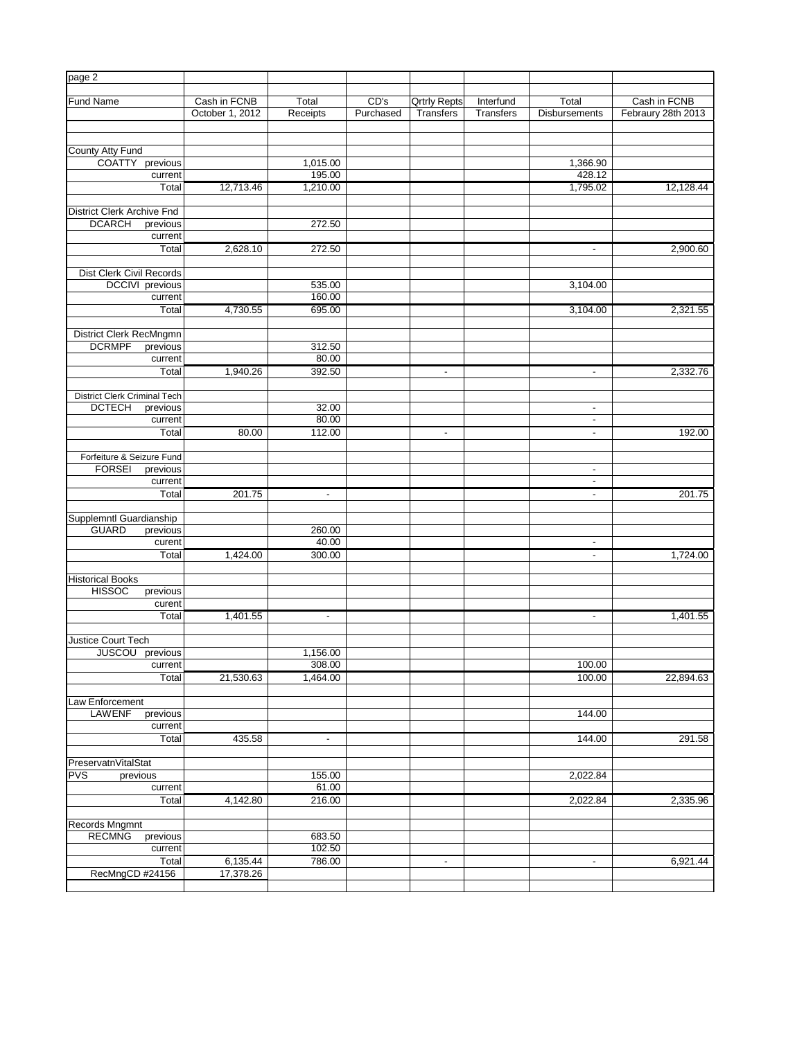page 2

| Fund Name | Cash in FCNB October 1, 2012 | Total Receipts | CD's Purchased | Qrtrly Repts Transfers | Interfund Transfers | Total Disbursements | Cash in FCNB Febraury 28th 2013 |
|---|---|---|---|---|---|---|---|
| | | | | | | | |
| County Atty Fund | | | | | | | |
| COATTY previous | | 1,015.00 | | | | 1,366.90 | |
| current | | 195.00 | | | | 428.12 | |
| Total | 12,713.46 | 1,210.00 | | | | 1,795.02 | 12,128.44 |
| | | | | | | | |
| District Clerk Archive Fnd | | | | | | | |
| DCARCH previous | | 272.50 | | | | | |
| current | | | | | | | |
| Total | 2,628.10 | 272.50 | | | | - | 2,900.60 |
| | | | | | | | |
| Dist Clerk Civil Records | | | | | | | |
| DCCIVI previous | | 535.00 | | | | 3,104.00 | |
| current | | 160.00 | | | | | |
| Total | 4,730.55 | 695.00 | | | | 3,104.00 | 2,321.55 |
| | | | | | | | |
| District Clerk RecMngmn | | | | | | | |
| DCRMPF previous | | 312.50 | | | | | |
| current | | 80.00 | | | | | |
| Total | 1,940.26 | 392.50 | | - | | - | 2,332.76 |
| | | | | | | | |
| District Clerk Criminal Tech | | | | | | | |
| DCTECH previous | | 32.00 | | | | - | |
| current | | 80.00 | | | | - | |
| Total | 80.00 | 112.00 | | - | | - | 192.00 |
| | | | | | | | |
| Forfeiture & Seizure Fund | | | | | | | |
| FORSEI previous | | | | | | - | |
| current | | | | | | - | |
| Total | 201.75 | - | | | | - | 201.75 |
| | | | | | | | |
| Supplemntl Guardianship | | | | | | | |
| GUARD previous | | 260.00 | | | | | |
| curent | | 40.00 | | | | - | |
| Total | 1,424.00 | 300.00 | | | | - | 1,724.00 |
| | | | | | | | |
| Historical Books | | | | | | | |
| HISSOC previous | | | | | | | |
| curent | | | | | | | |
| Total | 1,401.55 | - | | | | - | 1,401.55 |
| | | | | | | | |
| Justice Court Tech | | | | | | | |
| JUSCOU previous | | 1,156.00 | | | | | |
| current | | 308.00 | | | | 100.00 | |
| Total | 21,530.63 | 1,464.00 | | | | 100.00 | 22,894.63 |
| | | | | | | | |
| Law Enforcement | | | | | | | |
| LAWENF previous | | | | | | 144.00 | |
| current | | | | | | | |
| Total | 435.58 | - | | | | 144.00 | 291.58 |
| | | | | | | | |
| PreservatnVitalStat | | | | | | | |
| PVS previous | | 155.00 | | | | 2,022.84 | |
| current | | 61.00 | | | | | |
| Total | 4,142.80 | 216.00 | | | | 2,022.84 | 2,335.96 |
| | | | | | | | |
| Records Mngmnt | | | | | | | |
| RECMNG previous | | 683.50 | | | | | |
| current | | 102.50 | | | | | |
| Total | 6,135.44 | 786.00 | | - | | - | 6,921.44 |
| RecMngCD #24156 | 17,378.26 | | | | | | |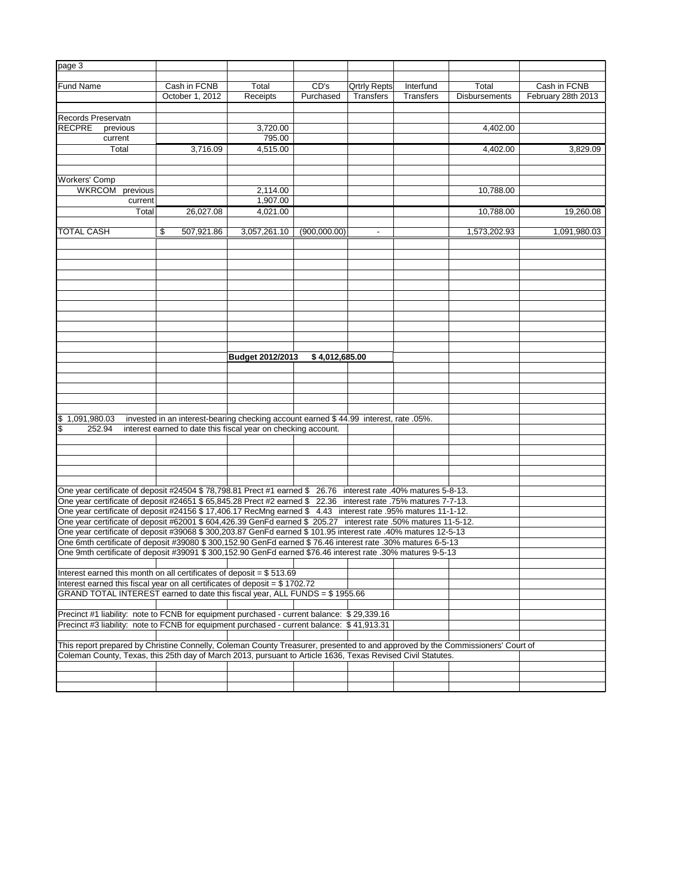page 3

| Fund Name | Cash in FCNB October 1, 2012 | Total Receipts | CD's Purchased | Qrtrly Repts Transfers | Interfund Transfers | Total Disbursements | Cash in FCNB February 28th 2013 |
|---|---|---|---|---|---|---|---|
| Records Preservatn | | | | | | | |
| RECPRE previous | | 3,720.00 | | | | 4,402.00 | |
| current | | 795.00 | | | | | |
| Total | 3,716.09 | 4,515.00 | | | | 4,402.00 | 3,829.09 |
| Workers' Comp | | | | | | | |
| WKRCOM previous | | 2,114.00 | | | | 10,788.00 | |
| current | | 1,907.00 | | | | | |
| Total | 26,027.08 | 4,021.00 | | | | 10,788.00 | 19,260.08 |
| TOTAL CASH | $ 507,921.86 | 3,057,261.10 | (900,000.00) | - | | 1,573,202.93 | 1,091,980.03 |

**Budget 2012/2013 $ 4,012,685.00**

$ 1,091,980.03 invested in an interest-bearing checking account earned $ 44.99 interest, rate .05%.

$ 252.94 interest earned to date this fiscal year on checking account.

One year certificate of deposit #24504 $ 78,798.81 Prect #1 earned $ 26.76 interest rate .40% matures 5-8-13.

One year certificate of deposit #24651 $ 65,845.28 Prect #2 earned $ 22.36 interest rate .75% matures 7-7-13.

One year certificate of deposit #24156 $ 17,406.17 RecMng earned $ 4.43 interest rate .95% matures 11-1-12.

One year certificate of deposit #62001 $ 604,426.39 GenFd earned $ 205.27 interest rate .50% matures 11-5-12.

One year certificate of deposit #39068 $ 300,203.87 GenFd earned $ 101.95 interest rate .40% matures 12-5-13

One 6mth certificate of deposit #39080 $ 300,152.90 GenFd earned $ 76.46 interest rate .30% matures 6-5-13

One 9mth certificate of deposit #39091 $ 300,152.90 GenFd earned $76.46 interest rate .30% matures 9-5-13

Interest earned this month on all certificates of deposit = $ 513.69

Interest earned this fiscal year on all certificates of deposit = $ 1702.72

GRAND TOTAL INTEREST earned to date this fiscal year, ALL FUNDS = $ 1955.66

Precinct #1 liability: note to FCNB for equipment purchased - current balance: $ 29,339.16

Precinct #3 liability: note to FCNB for equipment purchased - current balance: $ 41,913.31

This report prepared by Christine Connelly, Coleman County Treasurer, presented to and approved by the Commissioners' Court of Coleman County, Texas, this 25th day of March 2013, pursuant to Article 1636, Texas Revised Civil Statutes.